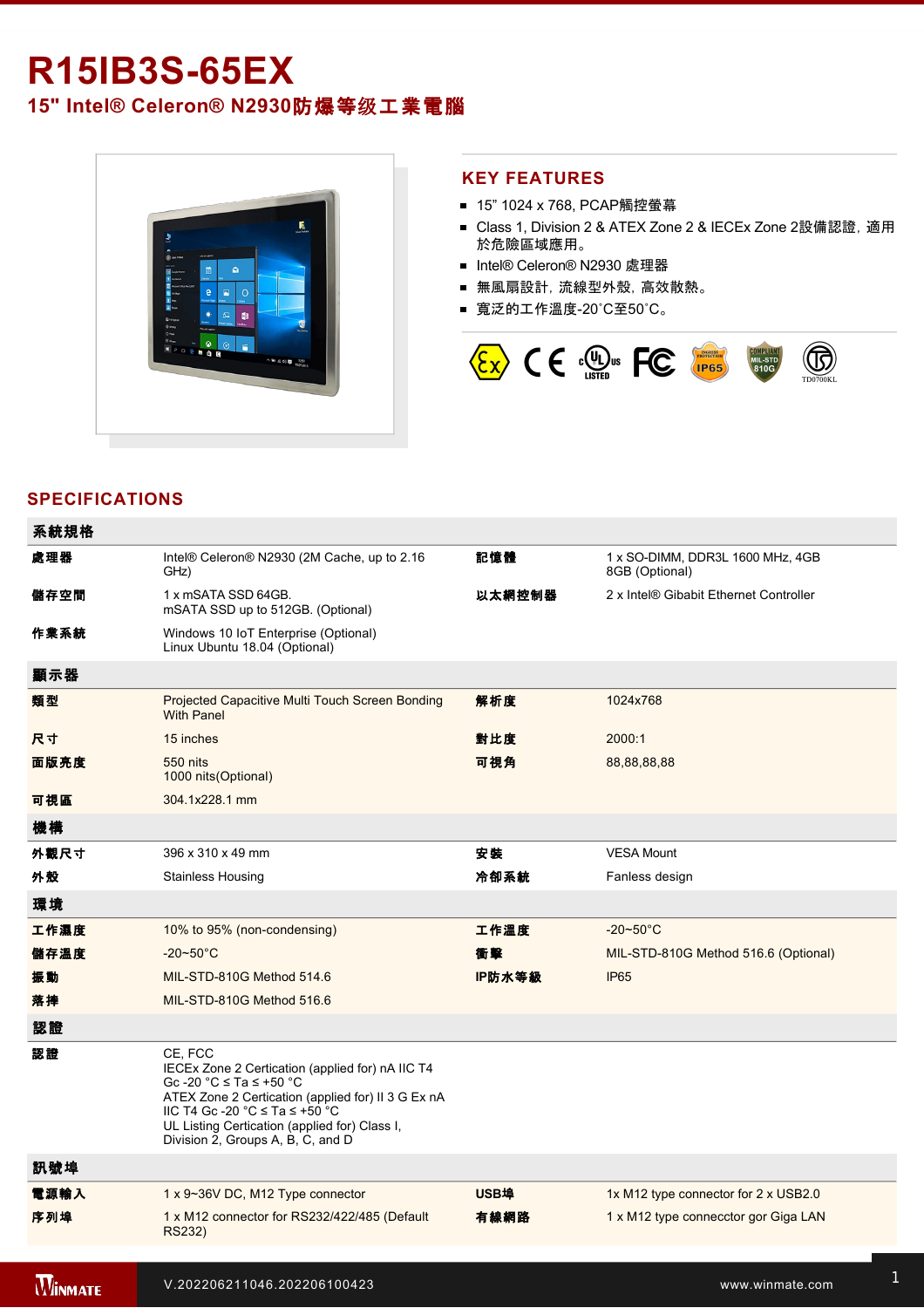# R15IB3S-65EX

## 15" Intel® Celeron® N2930防爆等级工業電腦

## KEY FEATURES

- 15" 1024 x 768, PCAP觸控螢幕
- Class 1, Division 2 & ATEX Zone 2 & IECEx Zone 2設備認證，適用於危險區域應用。
- Intel® Celeron® N2930 處理器
- 無風扇設計，流線型外殼，高效散熱。
- 寬泛的工作溫度-20˚C至50˚C。

## SPECIFICATIONS

| 系統規格 | | | |
|---|---|---|---|
| **處理器** | Intel® Celeron® N2930 (2M Cache, up to 2.16 GHz) | **記憶體** | 1 x SO-DIMM, DDR3L 1600 MHz, 4GB<br>8GB (Optional) |
| **儲存空間** | 1 x mSATA SSD 64GB.<br>mSATA SSD up to 512GB. (Optional) | **以太網控制器** | 2 x Intel® Gibabit Ethernet Controller |
| **作業系統** | Windows 10 IoT Enterprise (Optional)<br>Linux Ubuntu 18.04 (Optional) | | |
| **顯示器** | | | |
| **類型** | Projected Capacitive Multi Touch Screen Bonding With Panel | **解析度** | 1024x768 |
| **尺寸** | 15 inches | **對比度** | 2000:1 |
| **面版亮度** | 550 nits<br>1000 nits(Optional) | **可視角** | 88,88,88,88 |
| **可視區** | 304.1x228.1 mm | | |
| **機構** | | | |
| **外觀尺寸** | 396 x 310 x 49 mm | **安裝** | VESA Mount |
| **外殼** | Stainless Housing | **冷卻系統** | Fanless design |
| **環境** | | | |
| **工作濕度** | 10% to 95% (non-condensing) | **工作溫度** | -20~50°C |
| **儲存溫度** | -20~50°C | **衝擊** | MIL-STD-810G Method 516.6 (Optional) |
| **振動** | MIL-STD-810G Method 514.6 | **IP防水等級** | IP65 |
| **落摔** | MIL-STD-810G Method 516.6 | | |
| **認證** | | | |
| **認證** | CE, FCC<br>IECEx Zone 2 Certication (applied for) nA IIC T4 Gc -20 °C ≤ Ta ≤ +50 °C<br>ATEX Zone 2 Certication (applied for) II 3 G Ex nA IIC T4 Gc -20 °C ≤ Ta ≤ +50 °C<br>UL Listing Certication (applied for) Class I, Division 2, Groups A, B, C, and D | | |
| **訊號埠** | | | |
| **電源輸入** | 1 x 9~36V DC, M12 Type connector | **USB埠** | 1x M12 type connector for 2 x USB2.0 |
| **序列埠** | 1 x M12 connector for RS232/422/485 (Default RS232) | **有線網路** | 1 x M12 type connecctor gor Giga LAN |

V.202206211046.202206100423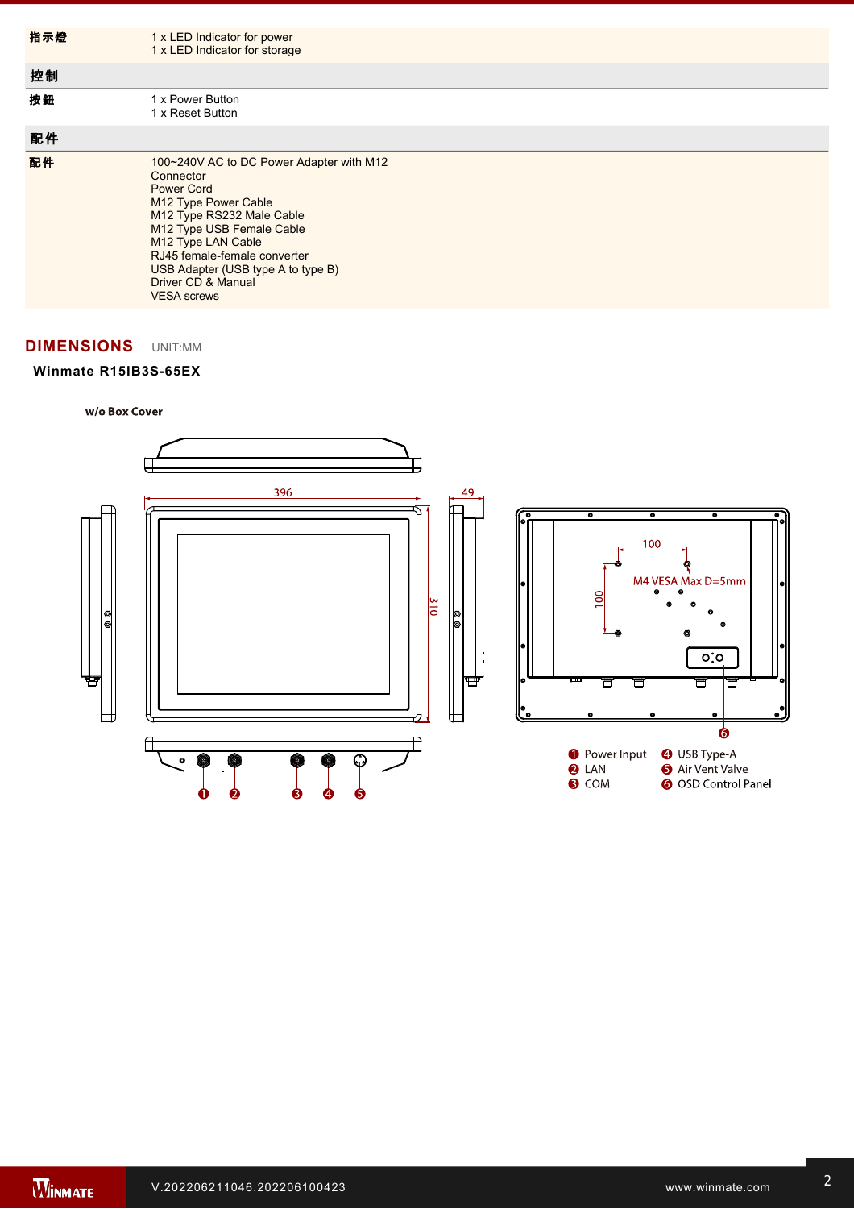| | |
|---|---|
| **指示燈** | 1 x LED Indicator for power<br>1 x LED Indicator for storage |
| **控制** | |
| **按鈕** | 1 x Power Button<br>1 x Reset Button |
| **配件** | |
| **配件** | 100~240V AC to DC Power Adapter with M12 Connector<br>Power Cord<br>M12 Type Power Cable<br>M12 Type RS232 Male Cable<br>M12 Type USB Female Cable<br>M12 Type LAN Cable<br>RJ45 female-female converter<br>USB Adapter (USB type A to type B)<br>Driver CD & Manual<br>VESA screws |

## DIMENSIONS UNIT:MM

**Winmate R15IB3S-65EX**

**w/o Box Cover**

396

49

310

100

100

M4 VESA Max D=5mm

1. Power Input
2. LAN
3. COM
4. USB Type-A
5. Air Vent Valve
6. OSD Control Panel

V.202206211046.202206100423

www.winmate.com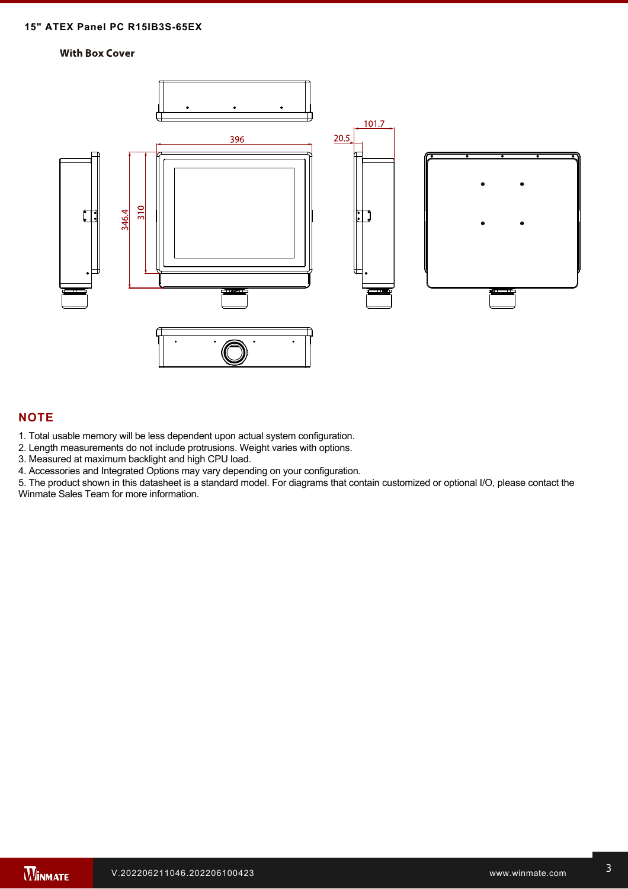15" ATEX Panel PC R15IB3S-65EX

**With Box Cover**

396

346.4

310

20.5

101.7

## NOTE

1. Total usable memory will be less dependent upon actual system configuration.
2. Length measurements do not include protrusions. Weight varies with options.
3. Measured at maximum backlight and high CPU load.
4. Accessories and Integrated Options may vary depending on your configuration.
5. The product shown in this datasheet is a standard model. For diagrams that contain customized or optional I/O, please contact the Winmate Sales Team for more information.